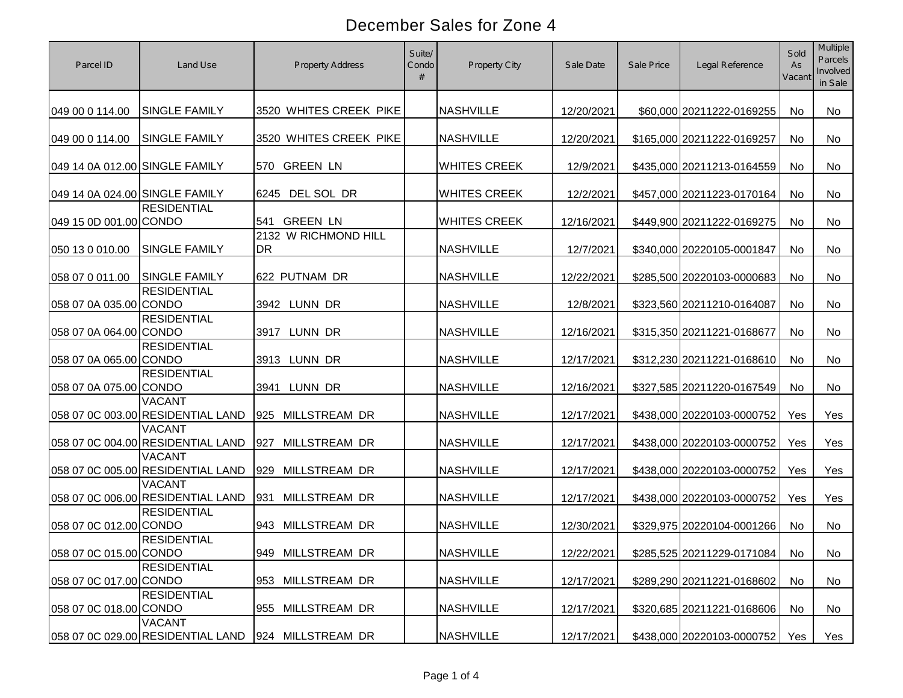# December Sales for Zone 4

| Parcel ID | Land Use | Property Address | Suite/ Condo # | Property City | Sale Date | Sale Price | Legal Reference | Sold As Vacant | Multiple Parcels Involved in Sale |
|---|---|---|---|---|---|---|---|---|---|
| 049 00 0 114.00 | SINGLE FAMILY | 3520 WHITES CREEK PIKE | | NASHVILLE | 12/20/2021 | $60,000 | 20211222-0169255 | No | No |
| 049 00 0 114.00 | SINGLE FAMILY | 3520 WHITES CREEK PIKE | | NASHVILLE | 12/20/2021 | $165,000 | 20211222-0169257 | No | No |
| 049 14 0A 012.00 | SINGLE FAMILY | 570 GREEN LN | | WHITES CREEK | 12/9/2021 | $435,000 | 20211213-0164559 | No | No |
| 049 14 0A 024.00 | SINGLE FAMILY | 6245 DEL SOL DR | | WHITES CREEK | 12/2/2021 | $457,000 | 20211223-0170164 | No | No |
| 049 15 0D 001.00 | RESIDENTIAL CONDO | 541 GREEN LN | | WHITES CREEK | 12/16/2021 | $449,900 | 20211222-0169275 | No | No |
| 050 13 0 010.00 | SINGLE FAMILY | 2132 W RICHMOND HILL DR | | NASHVILLE | 12/7/2021 | $340,000 | 20220105-0001847 | No | No |
| 058 07 0 011.00 | SINGLE FAMILY | 622 PUTNAM DR | | NASHVILLE | 12/22/2021 | $285,500 | 20220103-0000683 | No | No |
| 058 07 0A 035.00 | RESIDENTIAL CONDO | 3942 LUNN DR | | NASHVILLE | 12/8/2021 | $323,560 | 20211210-0164087 | No | No |
| 058 07 0A 064.00 | RESIDENTIAL CONDO | 3917 LUNN DR | | NASHVILLE | 12/16/2021 | $315,350 | 20211221-0168677 | No | No |
| 058 07 0A 065.00 | RESIDENTIAL CONDO | 3913 LUNN DR | | NASHVILLE | 12/17/2021 | $312,230 | 20211221-0168610 | No | No |
| 058 07 0A 075.00 | RESIDENTIAL CONDO | 3941 LUNN DR | | NASHVILLE | 12/16/2021 | $327,585 | 20211220-0167549 | No | No |
| 058 07 0C 003.00 | VACANT RESIDENTIAL LAND | 925 MILLSTREAM DR | | NASHVILLE | 12/17/2021 | $438,000 | 20220103-0000752 | Yes | Yes |
| 058 07 0C 004.00 | VACANT RESIDENTIAL LAND | 927 MILLSTREAM DR | | NASHVILLE | 12/17/2021 | $438,000 | 20220103-0000752 | Yes | Yes |
| 058 07 0C 005.00 | VACANT RESIDENTIAL LAND | 929 MILLSTREAM DR | | NASHVILLE | 12/17/2021 | $438,000 | 20220103-0000752 | Yes | Yes |
| 058 07 0C 006.00 | VACANT RESIDENTIAL LAND | 931 MILLSTREAM DR | | NASHVILLE | 12/17/2021 | $438,000 | 20220103-0000752 | Yes | Yes |
| 058 07 0C 012.00 | RESIDENTIAL CONDO | 943 MILLSTREAM DR | | NASHVILLE | 12/30/2021 | $329,975 | 20220104-0001266 | No | No |
| 058 07 0C 015.00 | RESIDENTIAL CONDO | 949 MILLSTREAM DR | | NASHVILLE | 12/22/2021 | $285,525 | 20211229-0171084 | No | No |
| 058 07 0C 017.00 | RESIDENTIAL CONDO | 953 MILLSTREAM DR | | NASHVILLE | 12/17/2021 | $289,290 | 20211221-0168602 | No | No |
| 058 07 0C 018.00 | RESIDENTIAL CONDO | 955 MILLSTREAM DR | | NASHVILLE | 12/17/2021 | $320,685 | 20211221-0168606 | No | No |
| 058 07 0C 029.00 | VACANT RESIDENTIAL LAND | 924 MILLSTREAM DR | | NASHVILLE | 12/17/2021 | $438,000 | 20220103-0000752 | Yes | Yes |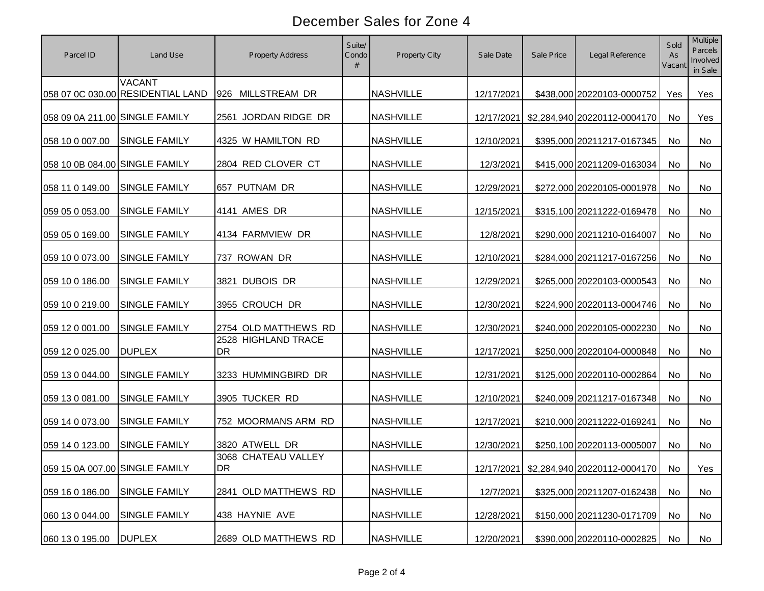# December Sales for Zone 4

| Parcel ID | Land Use | Property Address | Suite/ Condo # | Property City | Sale Date | Sale Price | Legal Reference | Sold As Vacant | Multiple Parcels Involved in Sale |
|---|---|---|---|---|---|---|---|---|---|
| 058 07 0C 030.00 | VACANT RESIDENTIAL LAND | 926 MILLSTREAM DR | | NASHVILLE | 12/17/2021 | $438,000 | 20220103-0000752 | Yes | Yes |
| 058 09 0A 211.00 | SINGLE FAMILY | 2561 JORDAN RIDGE DR | | NASHVILLE | 12/17/2021 | $2,284,940 | 20220112-0004170 | No | Yes |
| 058 10 0 007.00 | SINGLE FAMILY | 4325 W HAMILTON RD | | NASHVILLE | 12/10/2021 | $395,000 | 20211217-0167345 | No | No |
| 058 10 0B 084.00 | SINGLE FAMILY | 2804 RED CLOVER CT | | NASHVILLE | 12/3/2021 | $415,000 | 20211209-0163034 | No | No |
| 058 11 0 149.00 | SINGLE FAMILY | 657 PUTNAM DR | | NASHVILLE | 12/29/2021 | $272,000 | 20220105-0001978 | No | No |
| 059 05 0 053.00 | SINGLE FAMILY | 4141 AMES DR | | NASHVILLE | 12/15/2021 | $315,100 | 20211222-0169478 | No | No |
| 059 05 0 169.00 | SINGLE FAMILY | 4134 FARMVIEW DR | | NASHVILLE | 12/8/2021 | $290,000 | 20211210-0164007 | No | No |
| 059 10 0 073.00 | SINGLE FAMILY | 737 ROWAN DR | | NASHVILLE | 12/10/2021 | $284,000 | 20211217-0167256 | No | No |
| 059 10 0 186.00 | SINGLE FAMILY | 3821 DUBOIS DR | | NASHVILLE | 12/29/2021 | $265,000 | 20220103-0000543 | No | No |
| 059 10 0 219.00 | SINGLE FAMILY | 3955 CROUCH DR | | NASHVILLE | 12/30/2021 | $224,900 | 20220113-0004746 | No | No |
| 059 12 0 001.00 | SINGLE FAMILY | 2754 OLD MATTHEWS RD | | NASHVILLE | 12/30/2021 | $240,000 | 20220105-0002230 | No | No |
| 059 12 0 025.00 | DUPLEX | 2528 HIGHLAND TRACE DR | | NASHVILLE | 12/17/2021 | $250,000 | 20220104-0000848 | No | No |
| 059 13 0 044.00 | SINGLE FAMILY | 3233 HUMMINGBIRD DR | | NASHVILLE | 12/31/2021 | $125,000 | 20220110-0002864 | No | No |
| 059 13 0 081.00 | SINGLE FAMILY | 3905 TUCKER RD | | NASHVILLE | 12/10/2021 | $240,009 | 20211217-0167348 | No | No |
| 059 14 0 073.00 | SINGLE FAMILY | 752 MOORMANS ARM RD | | NASHVILLE | 12/17/2021 | $210,000 | 20211222-0169241 | No | No |
| 059 14 0 123.00 | SINGLE FAMILY | 3820 ATWELL DR | | NASHVILLE | 12/30/2021 | $250,100 | 20220113-0005007 | No | No |
| 059 15 0A 007.00 | SINGLE FAMILY | 3068 CHATEAU VALLEY DR | | NASHVILLE | 12/17/2021 | $2,284,940 | 20220112-0004170 | No | Yes |
| 059 16 0 186.00 | SINGLE FAMILY | 2841 OLD MATTHEWS RD | | NASHVILLE | 12/7/2021 | $325,000 | 20211207-0162438 | No | No |
| 060 13 0 044.00 | SINGLE FAMILY | 438 HAYNIE AVE | | NASHVILLE | 12/28/2021 | $150,000 | 20211230-0171709 | No | No |
| 060 13 0 195.00 | DUPLEX | 2689 OLD MATTHEWS RD | | NASHVILLE | 12/20/2021 | $390,000 | 20220110-0002825 | No | No |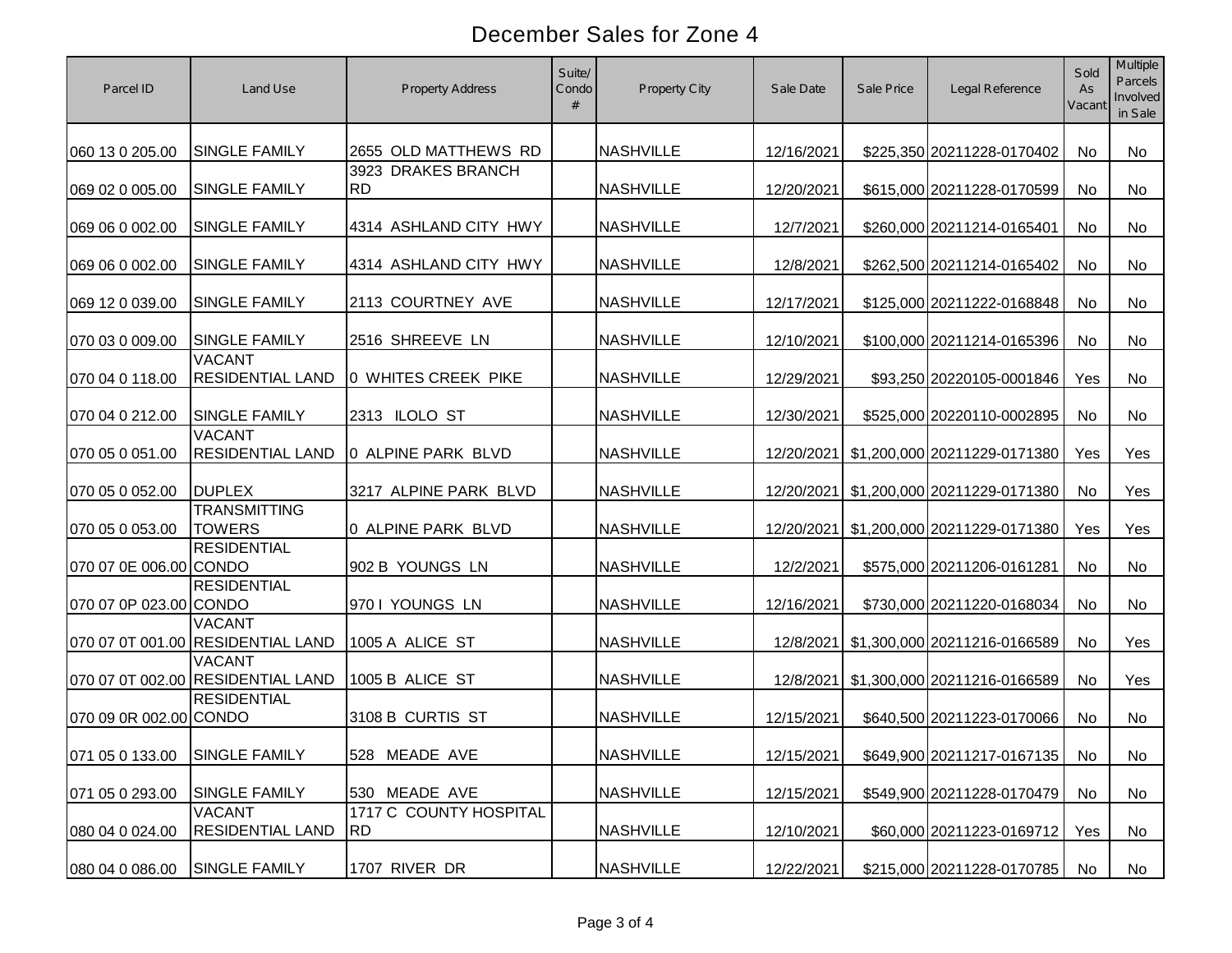# December Sales for Zone 4

| Parcel ID | Land Use | Property Address | Suite/ Condo # | Property City | Sale Date | Sale Price | Legal Reference | Sold As Vacant | Multiple Parcels Involved in Sale |
|---|---|---|---|---|---|---|---|---|---|
| 060 13 0 205.00 | SINGLE FAMILY | 2655 OLD MATTHEWS RD | | NASHVILLE | 12/16/2021 | $225,350 | 20211228-0170402 | No | No |
| 069 02 0 005.00 | SINGLE FAMILY | 3923 DRAKES BRANCH RD | | NASHVILLE | 12/20/2021 | $615,000 | 20211228-0170599 | No | No |
| 069 06 0 002.00 | SINGLE FAMILY | 4314 ASHLAND CITY HWY | | NASHVILLE | 12/7/2021 | $260,000 | 20211214-0165401 | No | No |
| 069 06 0 002.00 | SINGLE FAMILY | 4314 ASHLAND CITY HWY | | NASHVILLE | 12/8/2021 | $262,500 | 20211214-0165402 | No | No |
| 069 12 0 039.00 | SINGLE FAMILY | 2113 COURTNEY AVE | | NASHVILLE | 12/17/2021 | $125,000 | 20211222-0168848 | No | No |
| 070 03 0 009.00 | SINGLE FAMILY | 2516 SHREEVE LN | | NASHVILLE | 12/10/2021 | $100,000 | 20211214-0165396 | No | No |
| 070 04 0 118.00 | VACANT RESIDENTIAL LAND | 0 WHITES CREEK PIKE | | NASHVILLE | 12/29/2021 | $93,250 | 20220105-0001846 | Yes | No |
| 070 04 0 212.00 | SINGLE FAMILY | 2313 ILOLO ST | | NASHVILLE | 12/30/2021 | $525,000 | 20220110-0002895 | No | No |
| 070 05 0 051.00 | VACANT RESIDENTIAL LAND | 0 ALPINE PARK BLVD | | NASHVILLE | 12/20/2021 | $1,200,000 | 20211229-0171380 | Yes | Yes |
| 070 05 0 052.00 | DUPLEX | 3217 ALPINE PARK BLVD | | NASHVILLE | 12/20/2021 | $1,200,000 | 20211229-0171380 | No | Yes |
| 070 05 0 053.00 | TRANSMITTING TOWERS | 0 ALPINE PARK BLVD | | NASHVILLE | 12/20/2021 | $1,200,000 | 20211229-0171380 | Yes | Yes |
| 070 07 0E 006.00 | RESIDENTIAL CONDO | 902 B YOUNGS LN | | NASHVILLE | 12/2/2021 | $575,000 | 20211206-0161281 | No | No |
| 070 07 0P 023.00 | RESIDENTIAL CONDO | 970 I YOUNGS LN | | NASHVILLE | 12/16/2021 | $730,000 | 20211220-0168034 | No | No |
| 070 07 0T 001.00 | VACANT RESIDENTIAL LAND | 1005 A ALICE ST | | NASHVILLE | 12/8/2021 | $1,300,000 | 20211216-0166589 | No | Yes |
| 070 07 0T 002.00 | VACANT RESIDENTIAL LAND | 1005 B ALICE ST | | NASHVILLE | 12/8/2021 | $1,300,000 | 20211216-0166589 | No | Yes |
| 070 09 0R 002.00 | RESIDENTIAL CONDO | 3108 B CURTIS ST | | NASHVILLE | 12/15/2021 | $640,500 | 20211223-0170066 | No | No |
| 071 05 0 133.00 | SINGLE FAMILY | 528 MEADE AVE | | NASHVILLE | 12/15/2021 | $649,900 | 20211217-0167135 | No | No |
| 071 05 0 293.00 | SINGLE FAMILY | 530 MEADE AVE | | NASHVILLE | 12/15/2021 | $549,900 | 20211228-0170479 | No | No |
| 080 04 0 024.00 | VACANT RESIDENTIAL LAND | 1717 C COUNTY HOSPITAL RD | | NASHVILLE | 12/10/2021 | $60,000 | 20211223-0169712 | Yes | No |
| 080 04 0 086.00 | SINGLE FAMILY | 1707 RIVER DR | | NASHVILLE | 12/22/2021 | $215,000 | 20211228-0170785 | No | No |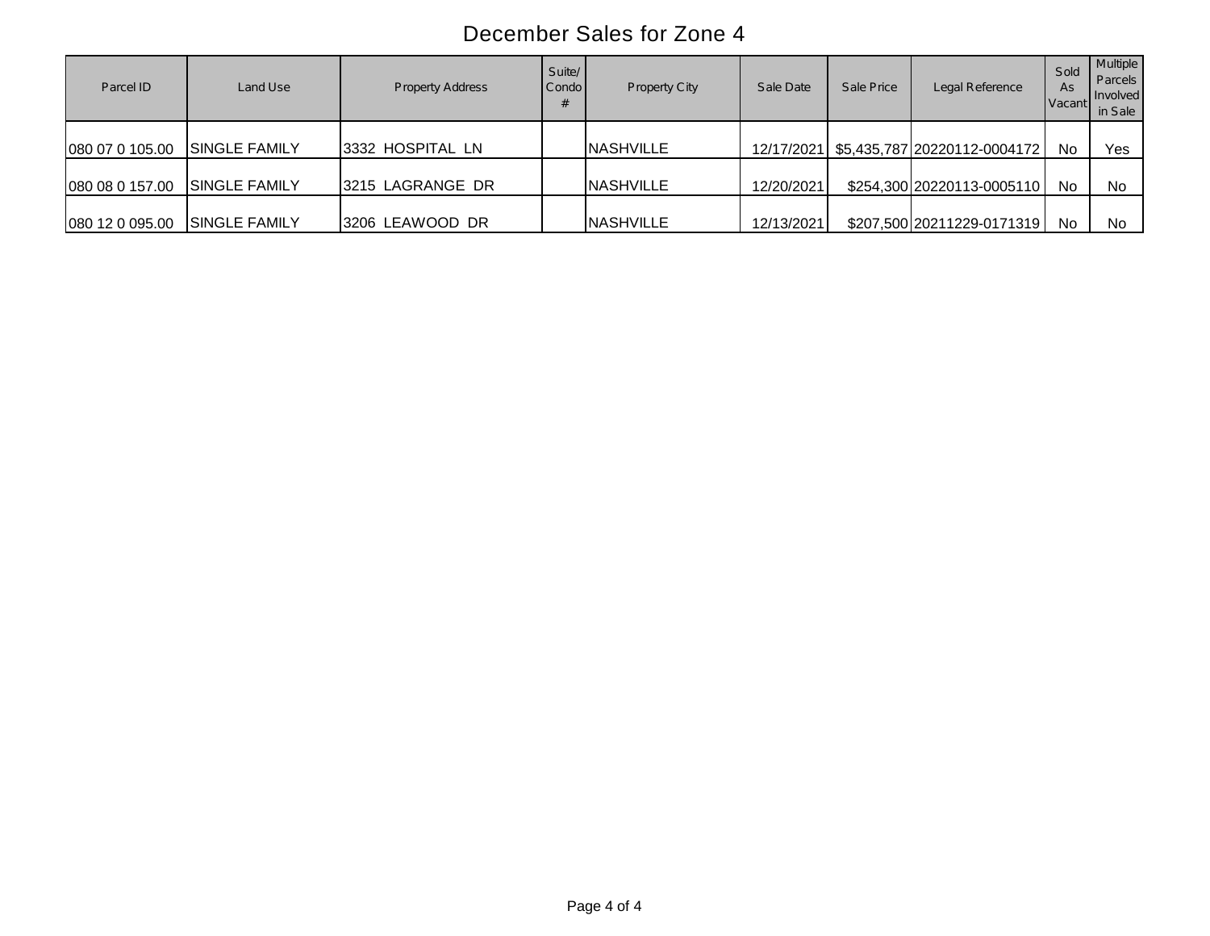# December Sales for Zone 4

| Parcel ID | Land Use | Property Address | Suite/ Condo # | Property City | Sale Date | Sale Price | Legal Reference | Sold As Vacant | Multiple Parcels Involved in Sale |
|---|---|---|---|---|---|---|---|---|---|
| 080 07 0 105.00 | SINGLE FAMILY | 3332 HOSPITAL LN | | NASHVILLE | 12/17/2021 | $5,435,787 | 20220112-0004172 | No | Yes |
| 080 08 0 157.00 | SINGLE FAMILY | 3215 LAGRANGE DR | | NASHVILLE | 12/20/2021 | $254,300 | 20220113-0005110 | No | No |
| 080 12 0 095.00 | SINGLE FAMILY | 3206 LEAWOOD DR | | NASHVILLE | 12/13/2021 | $207,500 | 20211229-0171319 | No | No |